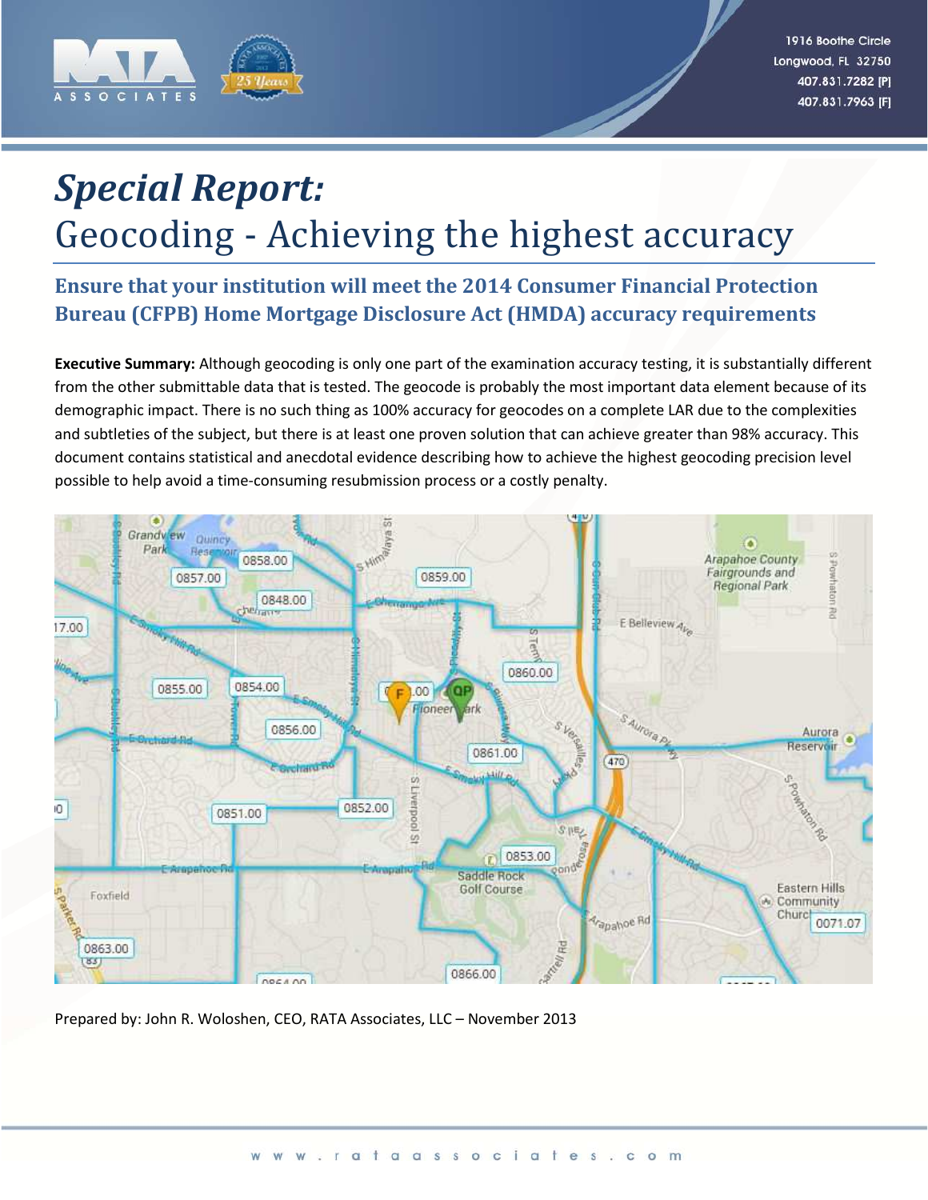1916 Boothe Circle
Longwood, FL 32750
407.831.7282 [P]
407.831.7963 [F]

# *Special Report:*
# Geocoding - Achieving the highest accuracy

## Ensure that your institution will meet the 2014 Consumer Financial Protection Bureau (CFPB) Home Mortgage Disclosure Act (HMDA) accuracy requirements

**Executive Summary:** Although geocoding is only one part of the examination accuracy testing, it is substantially different from the other submittable data that is tested. The geocode is probably the most important data element because of its demographic impact. There is no such thing as 100% accuracy for geocodes on a complete LAR due to the complexities and subtleties of the subject, but there is at least one proven solution that can achieve greater than 98% accuracy. This document contains statistical and anecdotal evidence describing how to achieve the highest geocoding precision level possible to help avoid a time-consuming resubmission process or a costly penalty.

Prepared by: John R. Woloshen, CEO, RATA Associates, LLC – November 2013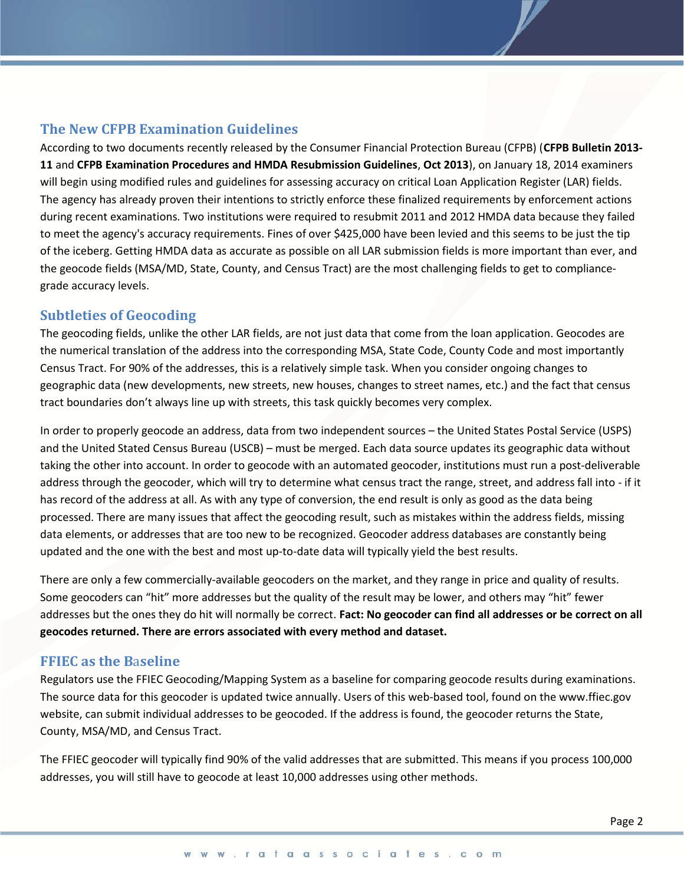## The New CFPB Examination Guidelines

According to two documents recently released by the Consumer Financial Protection Bureau (CFPB) (**CFPB Bulletin 2013-11** and **CFPB Examination Procedures and HMDA Resubmission Guidelines**, **Oct 2013**), on January 18, 2014 examiners will begin using modified rules and guidelines for assessing accuracy on critical Loan Application Register (LAR) fields. The agency has already proven their intentions to strictly enforce these finalized requirements by enforcement actions during recent examinations. Two institutions were required to resubmit 2011 and 2012 HMDA data because they failed to meet the agency's accuracy requirements. Fines of over $425,000 have been levied and this seems to be just the tip of the iceberg. Getting HMDA data as accurate as possible on all LAR submission fields is more important than ever, and the geocode fields (MSA/MD, State, County, and Census Tract) are the most challenging fields to get to compliance-grade accuracy levels.

## Subtleties of Geocoding

The geocoding fields, unlike the other LAR fields, are not just data that come from the loan application. Geocodes are the numerical translation of the address into the corresponding MSA, State Code, County Code and most importantly Census Tract. For 90% of the addresses, this is a relatively simple task. When you consider ongoing changes to geographic data (new developments, new streets, new houses, changes to street names, etc.) and the fact that census tract boundaries don't always line up with streets, this task quickly becomes very complex.

In order to properly geocode an address, data from two independent sources – the United States Postal Service (USPS) and the United Stated Census Bureau (USCB) – must be merged. Each data source updates its geographic data without taking the other into account. In order to geocode with an automated geocoder, institutions must run a post-deliverable address through the geocoder, which will try to determine what census tract the range, street, and address fall into - if it has record of the address at all. As with any type of conversion, the end result is only as good as the data being processed. There are many issues that affect the geocoding result, such as mistakes within the address fields, missing data elements, or addresses that are too new to be recognized. Geocoder address databases are constantly being updated and the one with the best and most up-to-date data will typically yield the best results.

There are only a few commercially-available geocoders on the market, and they range in price and quality of results. Some geocoders can "hit" more addresses but the quality of the result may be lower, and others may "hit" fewer addresses but the ones they do hit will normally be correct. **Fact: No geocoder can find all addresses or be correct on all geocodes returned. There are errors associated with every method and dataset.**

## FFIEC as the Baseline

Regulators use the FFIEC Geocoding/Mapping System as a baseline for comparing geocode results during examinations. The source data for this geocoder is updated twice annually. Users of this web-based tool, found on the www.ffiec.gov website, can submit individual addresses to be geocoded. If the address is found, the geocoder returns the State, County, MSA/MD, and Census Tract.

The FFIEC geocoder will typically find 90% of the valid addresses that are submitted. This means if you process 100,000 addresses, you will still have to geocode at least 10,000 addresses using other methods.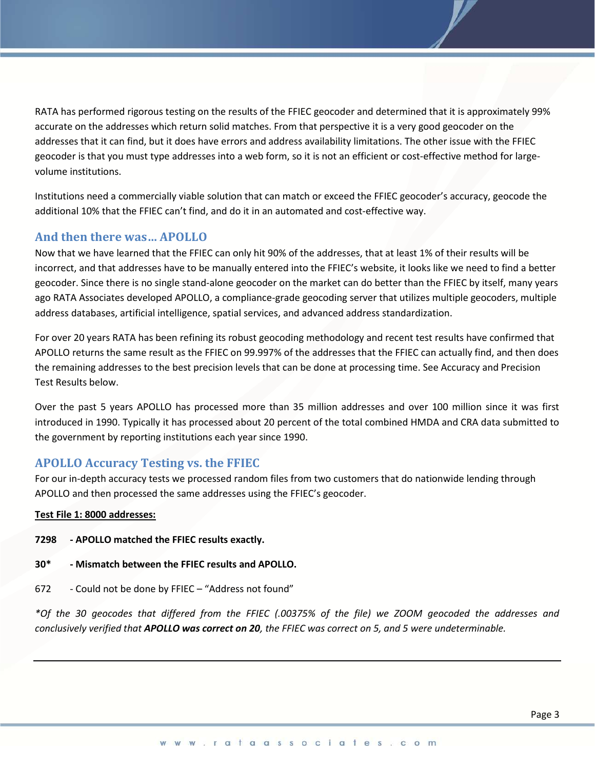RATA has performed rigorous testing on the results of the FFIEC geocoder and determined that it is approximately 99% accurate on the addresses which return solid matches. From that perspective it is a very good geocoder on the addresses that it can find, but it does have errors and address availability limitations. The other issue with the FFIEC geocoder is that you must type addresses into a web form, so it is not an efficient or cost-effective method for large-volume institutions.

Institutions need a commercially viable solution that can match or exceed the FFIEC geocoder's accuracy, geocode the additional 10% that the FFIEC can't find, and do it in an automated and cost-effective way.

## And then there was… APOLLO

Now that we have learned that the FFIEC can only hit 90% of the addresses, that at least 1% of their results will be incorrect, and that addresses have to be manually entered into the FFIEC's website, it looks like we need to find a better geocoder. Since there is no single stand-alone geocoder on the market can do better than the FFIEC by itself, many years ago RATA Associates developed APOLLO, a compliance-grade geocoding server that utilizes multiple geocoders, multiple address databases, artificial intelligence, spatial services, and advanced address standardization.

For over 20 years RATA has been refining its robust geocoding methodology and recent test results have confirmed that APOLLO returns the same result as the FFIEC on 99.997% of the addresses that the FFIEC can actually find, and then does the remaining addresses to the best precision levels that can be done at processing time. See Accuracy and Precision Test Results below.

Over the past 5 years APOLLO has processed more than 35 million addresses and over 100 million since it was first introduced in 1990. Typically it has processed about 20 percent of the total combined HMDA and CRA data submitted to the government by reporting institutions each year since 1990.

## APOLLO Accuracy Testing vs. the FFIEC

For our in-depth accuracy tests we processed random files from two customers that do nationwide lending through APOLLO and then processed the same addresses using the FFIEC's geocoder.

<u>**Test File 1: 8000 addresses:**</u>

**7298 - APOLLO matched the FFIEC results exactly.**

**30* - Mismatch between the FFIEC results and APOLLO.**

672 - Could not be done by FFIEC – "Address not found"

*\*Of the 30 geocodes that differed from the FFIEC (.00375% of the file) we ZOOM geocoded the addresses and conclusively verified that **APOLLO was correct on 20**, the FFIEC was correct on 5, and 5 were undeterminable.*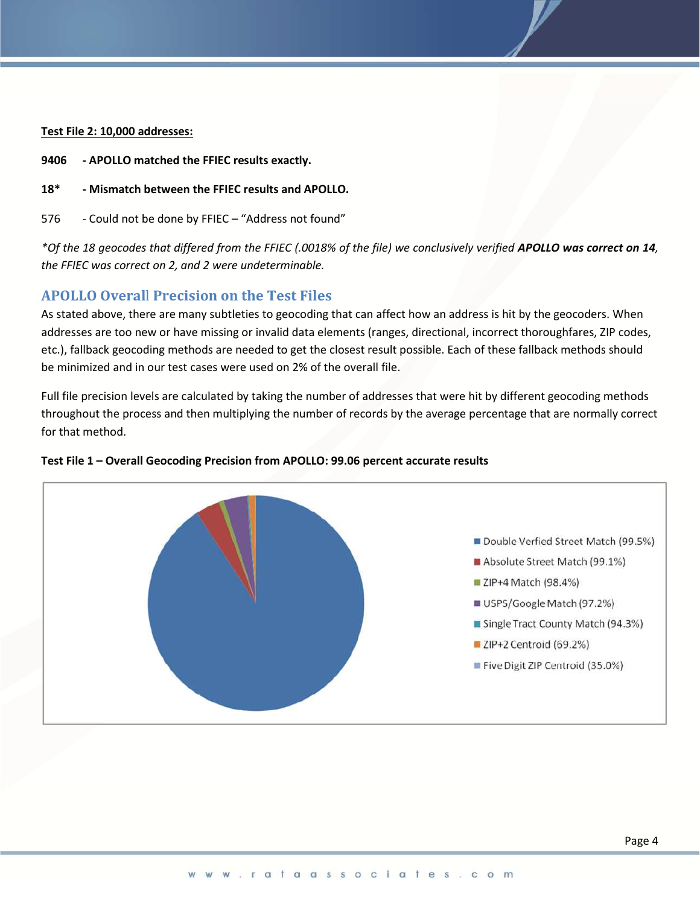**Test File 2: 10,000 addresses:**

**9406 - APOLLO matched the FFIEC results exactly.**

**18* - Mismatch between the FFIEC results and APOLLO.**

576 - Could not be done by FFIEC – "Address not found"

*\*Of the 18 geocodes that differed from the FFIEC (.0018% of the file) we conclusively verified **APOLLO was correct on 14**, the FFIEC was correct on 2, and 2 were undeterminable.*

## APOLLO Overall Precision on the Test Files

As stated above, there are many subtleties to geocoding that can affect how an address is hit by the geocoders. When addresses are too new or have missing or invalid data elements (ranges, directional, incorrect thoroughfares, ZIP codes, etc.), fallback geocoding methods are needed to get the closest result possible. Each of these fallback methods should be minimized and in our test cases were used on 2% of the overall file.

Full file precision levels are calculated by taking the number of addresses that were hit by different geocoding methods throughout the process and then multiplying the number of records by the average percentage that are normally correct for that method.

**Test File 1 – Overall Geocoding Precision from APOLLO: 99.06 percent accurate results**

- Double Verfied Street Match (99.5%)
- Absolute Street Match (99.1%)
- ZIP+4 Match (98.4%)
- USPS/Google Match (97.2%)
- Single Tract County Match (94.3%)
- ZIP+2 Centroid (69.2%)
- Five Digit ZIP Centroid (35.0%)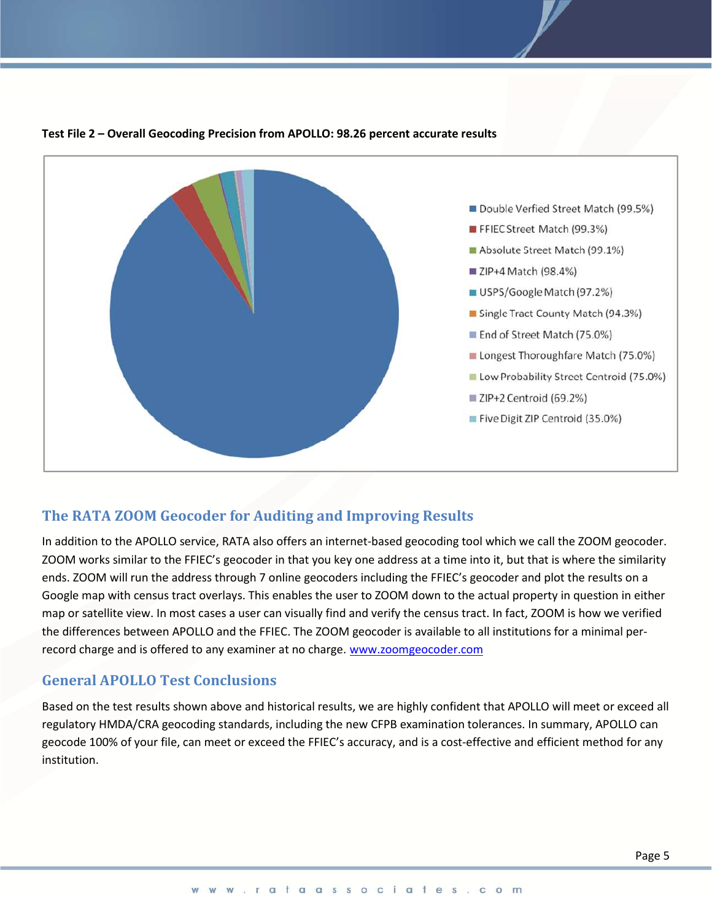**Test File 2 – Overall Geocoding Precision from APOLLO: 98.26 percent accurate results**

- Double Verfied Street Match (99.5%)
- FFIEC Street Match (99.3%)
- Absolute Street Match (99.1%)
- ZIP+4 Match (98.4%)
- USPS/Google Match (97.2%)
- Single Tract County Match (94.3%)
- End of Street Match (75.0%)
- Longest Thoroughfare Match (75.0%)
- Low Probability Street Centroid (75.0%)
- ZIP+2 Centroid (69.2%)
- Five Digit ZIP Centroid (35.0%)

## The RATA ZOOM Geocoder for Auditing and Improving Results

In addition to the APOLLO service, RATA also offers an internet-based geocoding tool which we call the ZOOM geocoder. ZOOM works similar to the FFIEC's geocoder in that you key one address at a time into it, but that is where the similarity ends. ZOOM will run the address through 7 online geocoders including the FFIEC's geocoder and plot the results on a Google map with census tract overlays. This enables the user to ZOOM down to the actual property in question in either map or satellite view. In most cases a user can visually find and verify the census tract. In fact, ZOOM is how we verified the differences between APOLLO and the FFIEC. The ZOOM geocoder is available to all institutions for a minimal per-record charge and is offered to any examiner at no charge. www.zoomgeocoder.com

## General APOLLO Test Conclusions

Based on the test results shown above and historical results, we are highly confident that APOLLO will meet or exceed all regulatory HMDA/CRA geocoding standards, including the new CFPB examination tolerances. In summary, APOLLO can geocode 100% of your file, can meet or exceed the FFIEC's accuracy, and is a cost-effective and efficient method for any institution.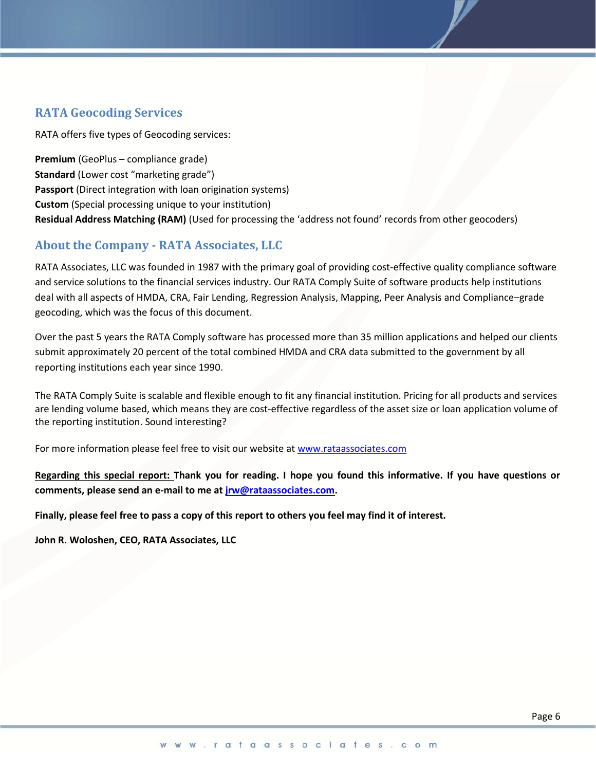## RATA Geocoding Services

RATA offers five types of Geocoding services:

**Premium** (GeoPlus – compliance grade)
**Standard** (Lower cost "marketing grade")
**Passport** (Direct integration with loan origination systems)
**Custom** (Special processing unique to your institution)
**Residual Address Matching (RAM)** (Used for processing the 'address not found' records from other geocoders)

## About the Company - RATA Associates, LLC

RATA Associates, LLC was founded in 1987 with the primary goal of providing cost-effective quality compliance software and service solutions to the financial services industry. Our RATA Comply Suite of software products help institutions deal with all aspects of HMDA, CRA, Fair Lending, Regression Analysis, Mapping, Peer Analysis and Compliance–grade geocoding, which was the focus of this document.

Over the past 5 years the RATA Comply software has processed more than 35 million applications and helped our clients submit approximately 20 percent of the total combined HMDA and CRA data submitted to the government by all reporting institutions each year since 1990.

The RATA Comply Suite is scalable and flexible enough to fit any financial institution. Pricing for all products and services are lending volume based, which means they are cost-effective regardless of the asset size or loan application volume of the reporting institution. Sound interesting?

For more information please feel free to visit our website at www.rataassociates.com

**Regarding this special report: Thank you for reading. I hope you found this informative. If you have questions or comments, please send an e-mail to me at jrw@rataassociates.com.**

**Finally, please feel free to pass a copy of this report to others you feel may find it of interest.**

**John R. Woloshen, CEO, RATA Associates, LLC**